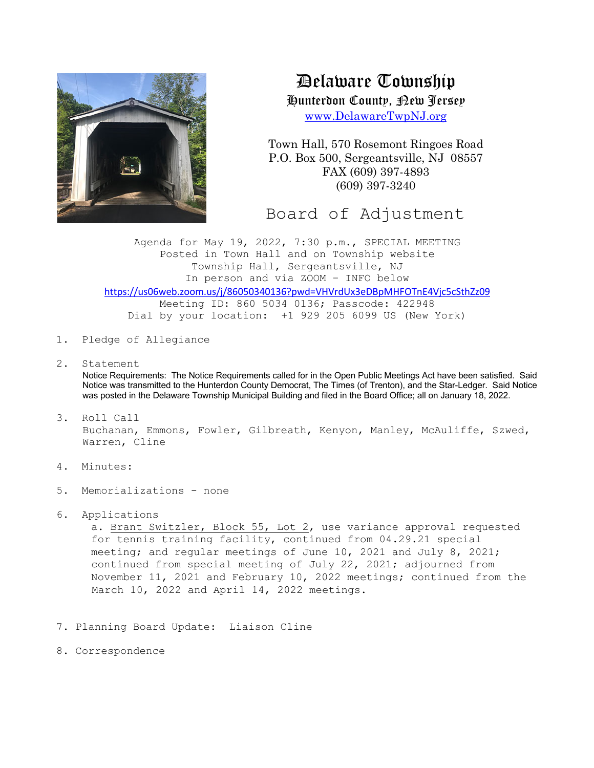# Delaware Township

## Hunterdon County, New Jersey

www.DelawareTwpNJ.org

Town Hall, 570 Rosemont Ringoes Road
P.O. Box 500, Sergeantsville, NJ 08557
FAX (609) 397-4893
(609) 397-3240

## Board of Adjustment

Agenda for May 19, 2022, 7:30 p.m., SPECIAL MEETING
Posted in Town Hall and on Township website
Township Hall, Sergeantsville, NJ
In person and via ZOOM – INFO below
https://us06web.zoom.us/j/86050340136?pwd=VHVrdUx3eDBpMHFOTnE4Vjc5cSthZz09
Meeting ID: 860 5034 0136; Passcode: 422948
Dial by your location: +1 929 205 6099 US (New York)

1. Pledge of Allegiance

2. Statement
   Notice Requirements: The Notice Requirements called for in the Open Public Meetings Act have been satisfied. Said Notice was transmitted to the Hunterdon County Democrat, The Times (of Trenton), and the Star-Ledger. Said Notice was posted in the Delaware Township Municipal Building and filed in the Board Office; all on January 18, 2022.

3. Roll Call
   Buchanan, Emmons, Fowler, Gilbreath, Kenyon, Manley, McAuliffe, Szwed, Warren, Cline

4. Minutes:

5. Memorializations - none

6. Applications
   a. Brant Switzler, Block 55, Lot 2, use variance approval requested for tennis training facility, continued from 04.29.21 special meeting; and regular meetings of June 10, 2021 and July 8, 2021; continued from special meeting of July 22, 2021; adjourned from November 11, 2021 and February 10, 2022 meetings; continued from the March 10, 2022 and April 14, 2022 meetings.

7. Planning Board Update: Liaison Cline

8. Correspondence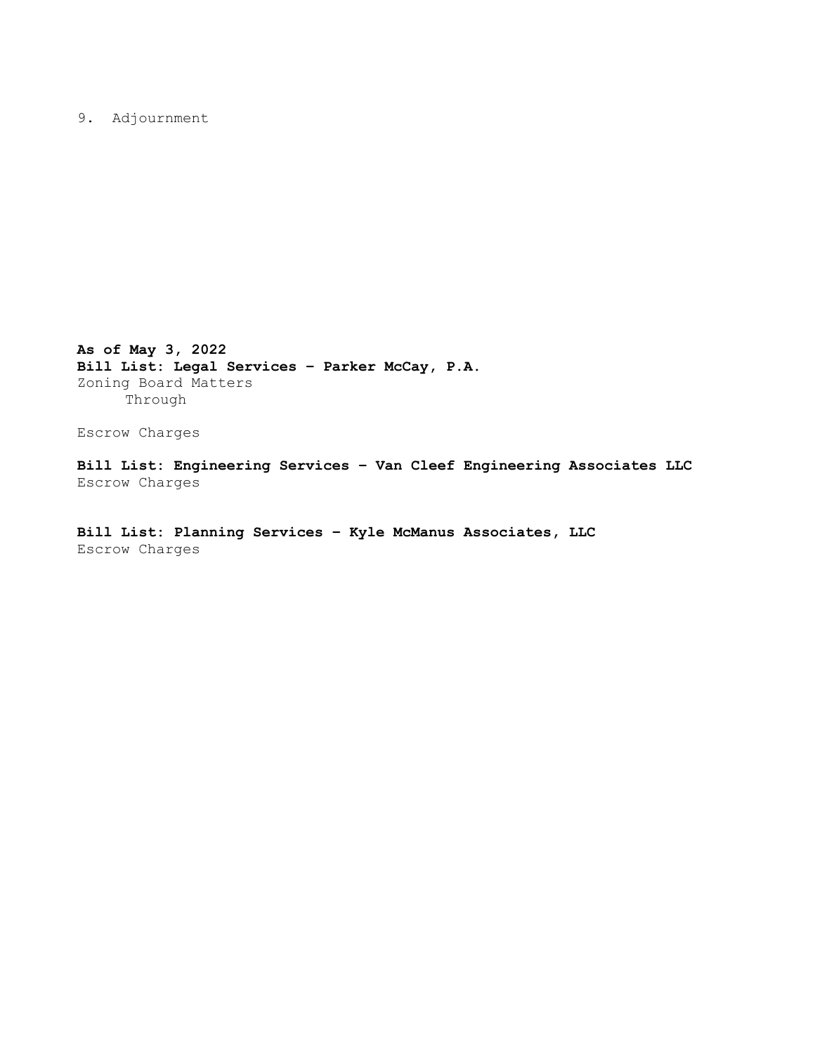9. Adjournment

**As of May 3, 2022**
**Bill List: Legal Services – Parker McCay, P.A.**
Zoning Board Matters
Through

Escrow Charges

**Bill List: Engineering Services – Van Cleef Engineering Associates LLC**
Escrow Charges

**Bill List: Planning Services – Kyle McManus Associates, LLC**
Escrow Charges